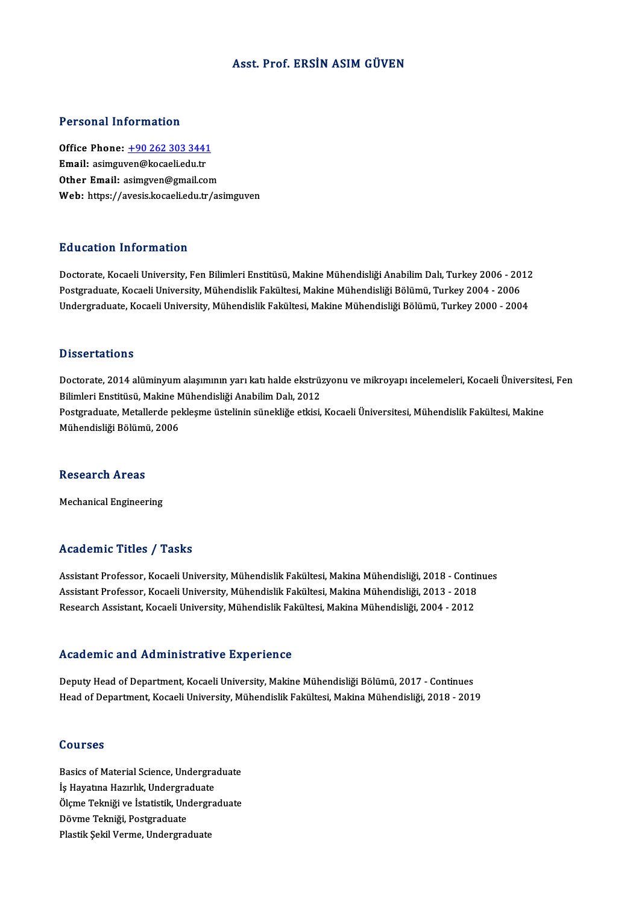# Asst. Prof. ERSİN ASIM GÜVEN

## Personal Information

**Office Phone:** +90 262 303 3441
**Email:** asimguven@kocaeli.edu.tr
**Other Email:** asimgven@gmail.com
**Web:** https://avesis.kocaeli.edu.tr/asimguven

## Education Information

Doctorate, Kocaeli University, Fen Bilimleri Enstitüsü, Makine Mühendisliği Anabilim Dalı, Turkey 2006 - 2012
Postgraduate, Kocaeli University, Mühendislik Fakültesi, Makine Mühendisliği Bölümü, Turkey 2004 - 2006
Undergraduate, Kocaeli University, Mühendislik Fakültesi, Makine Mühendisliği Bölümü, Turkey 2000 - 2004

## Dissertations

Doctorate, 2014 alüminyum alaşımının yarı katı halde ekstrüzyonu ve mikroyapı incelemeleri, Kocaeli Üniversitesi, Fen Bilimleri Enstitüsü, Makine Mühendisliği Anabilim Dalı, 2012
Postgraduate, Metallerde pekleşme üstelinin sünekliğe etkisi, Kocaeli Üniversitesi, Mühendislik Fakültesi, Makine Mühendisliği Bölümü, 2006

## Research Areas

Mechanical Engineering

## Academic Titles / Tasks

Assistant Professor, Kocaeli University, Mühendislik Fakültesi, Makina Mühendisliği, 2018 - Continues
Assistant Professor, Kocaeli University, Mühendislik Fakültesi, Makina Mühendisliği, 2013 - 2018
Research Assistant, Kocaeli University, Mühendislik Fakültesi, Makina Mühendisliği, 2004 - 2012

## Academic and Administrative Experience

Deputy Head of Department, Kocaeli University, Makine Mühendisliği Bölümü, 2017 - Continues
Head of Department, Kocaeli University, Mühendislik Fakültesi, Makina Mühendisliği, 2018 - 2019

## Courses

Basics of Material Science, Undergraduate
İş Hayatına Hazırlık, Undergraduate
Ölçme Tekniği ve İstatistik, Undergraduate
Dövme Tekniği, Postgraduate
Plastik Şekil Verme, Undergraduate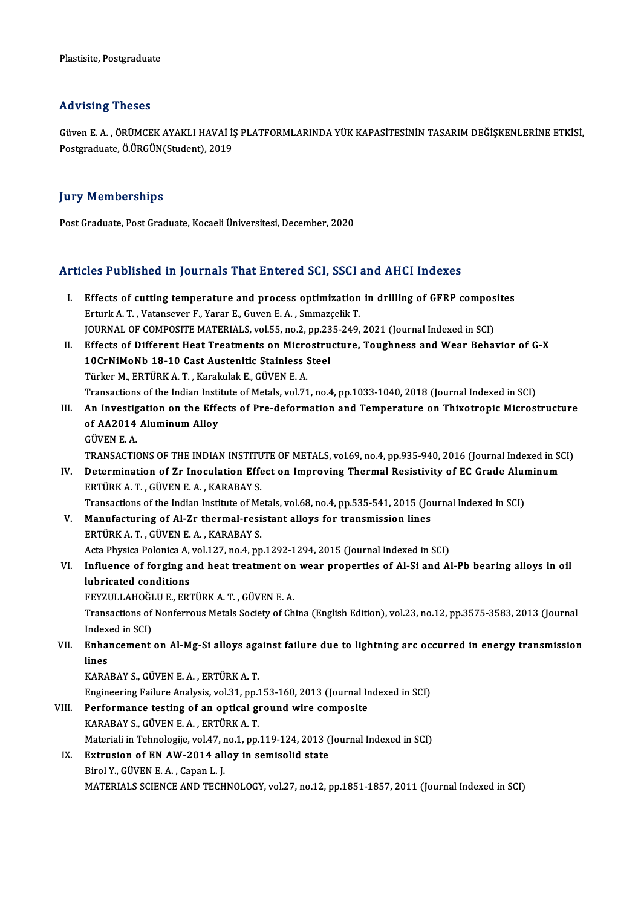Plastisite, Postgraduate

## Advising Theses

Güven E. A. , ÖRÜMCEK AYAKLI HAVAİ İŞ PLATFORMLARINDA YÜK KAPASİTESİNİN TASARIM DEĞİŞKENLERİNE ETKİSİ, Postgraduate, Ö.ÜRGÜN(Student), 2019

## Jury Memberships

Post Graduate, Post Graduate, Kocaeli Üniversitesi, December, 2020

## Articles Published in Journals That Entered SCI, SSCI and AHCI Indexes

I. **Effects of cutting temperature and process optimization in drilling of GFRP composites**
   Erturk A. T. , Vatansever F., Yarar E., Guven E. A. , Sınmazçelik T.
   JOURNAL OF COMPOSITE MATERIALS, vol.55, no.2, pp.235-249, 2021 (Journal Indexed in SCI)
II. **Effects of Different Heat Treatments on Microstructure, Toughness and Wear Behavior of G-X 10CrNiMoNb 18-10 Cast Austenitic Stainless Steel**
   Türker M., ERTÜRK A. T. , Karakulak E., GÜVEN E. A.
   Transactions of the Indian Institute of Metals, vol.71, no.4, pp.1033-1040, 2018 (Journal Indexed in SCI)
III. **An Investigation on the Effects of Pre-deformation and Temperature on Thixotropic Microstructure of AA2014 Aluminum Alloy**
   GÜVEN E. A.
   TRANSACTIONS OF THE INDIAN INSTITUTE OF METALS, vol.69, no.4, pp.935-940, 2016 (Journal Indexed in SCI)
IV. **Determination of Zr Inoculation Effect on Improving Thermal Resistivity of EC Grade Aluminum**
   ERTÜRK A. T. , GÜVEN E. A. , KARABAY S.
   Transactions of the Indian Institute of Metals, vol.68, no.4, pp.535-541, 2015 (Journal Indexed in SCI)
V. **Manufacturing of Al-Zr thermal-resistant alloys for transmission lines**
   ERTÜRK A. T. , GÜVEN E. A. , KARABAY S.
   Acta Physica Polonica A, vol.127, no.4, pp.1292-1294, 2015 (Journal Indexed in SCI)
VI. **Influence of forging and heat treatment on wear properties of Al-Si and Al-Pb bearing alloys in oil lubricated conditions**
   FEYZULLAHOĞLU E., ERTÜRK A. T. , GÜVEN E. A.
   Transactions of Nonferrous Metals Society of China (English Edition), vol.23, no.12, pp.3575-3583, 2013 (Journal Indexed in SCI)
VII. **Enhancement on Al-Mg-Si alloys against failure due to lightning arc occurred in energy transmission lines**
   KARABAY S., GÜVEN E. A. , ERTÜRK A. T.
   Engineering Failure Analysis, vol.31, pp.153-160, 2013 (Journal Indexed in SCI)
VIII. **Performance testing of an optical ground wire composite**
   KARABAY S., GÜVEN E. A. , ERTÜRK A. T.
   Materiali in Tehnologije, vol.47, no.1, pp.119-124, 2013 (Journal Indexed in SCI)
IX. **Extrusion of EN AW-2014 alloy in semisolid state**
   Birol Y., GÜVEN E. A. , Capan L. J.
   MATERIALS SCIENCE AND TECHNOLOGY, vol.27, no.12, pp.1851-1857, 2011 (Journal Indexed in SCI)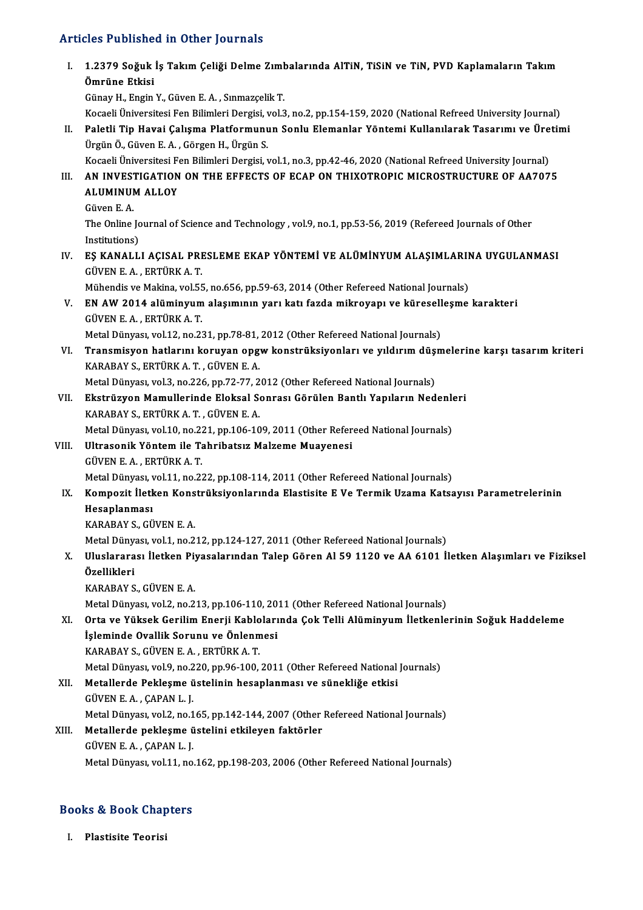## Articles Published in Other Journals

I. **1.2379 Soğuk İş Takım Çeliği Delme Zımbalarında AlTiN, TiSiN ve TiN, PVD Kaplamaların Takım Ömrüne Etkisi**
   Günay H., Engin Y., Güven E. A. , Sınmazçelik T.
   Kocaeli Üniversitesi Fen Bilimleri Dergisi, vol.3, no.2, pp.154-159, 2020 (National Refreed University Journal)

II. **Paletli Tip Havai Çalışma Platformunun Sonlu Elemanlar Yöntemi Kullanılarak Tasarımı ve Üretimi**
   Ürgün Ö., Güven E. A. , Görgen H., Ürgün S.
   Kocaeli Üniversitesi Fen Bilimleri Dergisi, vol.1, no.3, pp.42-46, 2020 (National Refreed University Journal)

III. **AN INVESTIGATION ON THE EFFECTS OF ECAP ON THIXOTROPIC MICROSTRUCTURE OF AA7075 ALUMINUM ALLOY**
   Güven E. A.
   The Online Journal of Science and Technology , vol.9, no.1, pp.53-56, 2019 (Refereed Journals of Other Institutions)

IV. **EŞ KANALLI AÇISAL PRESLEME EKAP YÖNTEMİ VE ALÜMİNYUM ALAŞIMLARINA UYGULANMASI**
   GÜVEN E. A. , ERTÜRK A. T.
   Mühendis ve Makina, vol.55, no.656, pp.59-63, 2014 (Other Refereed National Journals)

V. **EN AW 2014 alüminyum alaşımının yarı katı fazda mikroyapı ve küreselleşme karakteri**
   GÜVEN E. A. , ERTÜRK A. T.
   Metal Dünyası, vol.12, no.231, pp.78-81, 2012 (Other Refereed National Journals)

VI. **Transmisyon hatlarını koruyan opgw konstrüksiyonları ve yıldırım düşmelerine karşı tasarım kriteri**
   KARABAY S., ERTÜRK A. T. , GÜVEN E. A.
   Metal Dünyası, vol.3, no.226, pp.72-77, 2012 (Other Refereed National Journals)

VII. **Ekstrüzyon Mamullerinde Eloksal Sonrası Görülen Bantlı Yapıların Nedenleri**
   KARABAY S., ERTÜRK A. T. , GÜVEN E. A.
   Metal Dünyası, vol.10, no.221, pp.106-109, 2011 (Other Refereed National Journals)

VIII. **Ultrasonik Yöntem ile Tahribatsız Malzeme Muayenesi**
   GÜVEN E. A. , ERTÜRK A. T.
   Metal Dünyası, vol.11, no.222, pp.108-114, 2011 (Other Refereed National Journals)

IX. **Kompozit İletken Konstrüksiyonlarında Elastisite E Ve Termik Uzama Katsayısı Parametrelerinin Hesaplanması**
   KARABAY S., GÜVEN E. A.
   Metal Dünyası, vol.1, no.212, pp.124-127, 2011 (Other Refereed National Journals)

X. **Uluslararası İletken Piyasalarından Talep Gören Al 59 1120 ve AA 6101 İletken Alaşımları ve Fiziksel Özellikleri**
   KARABAY S., GÜVEN E. A.
   Metal Dünyası, vol.2, no.213, pp.106-110, 2011 (Other Refereed National Journals)

XI. **Orta ve Yüksek Gerilim Enerji Kablolarında Çok Telli Alüminyum İletkenlerinin Soğuk Haddeleme İşleminde Ovallik Sorunu ve Önlenmesi**
   KARABAY S., GÜVEN E. A. , ERTÜRK A. T.
   Metal Dünyası, vol.9, no.220, pp.96-100, 2011 (Other Refereed National Journals)

XII. **Metallerde Pekleşme üstelinin hesaplanması ve sünekliğe etkisi**
   GÜVEN E. A. , ÇAPAN L. J.
   Metal Dünyası, vol.2, no.165, pp.142-144, 2007 (Other Refereed National Journals)

XIII. **Metallerde pekleşme üstelini etkileyen faktörler**
   GÜVEN E. A. , ÇAPAN L. J.
   Metal Dünyası, vol.11, no.162, pp.198-203, 2006 (Other Refereed National Journals)

## Books & Book Chapters

I. **Plastisite Teorisi**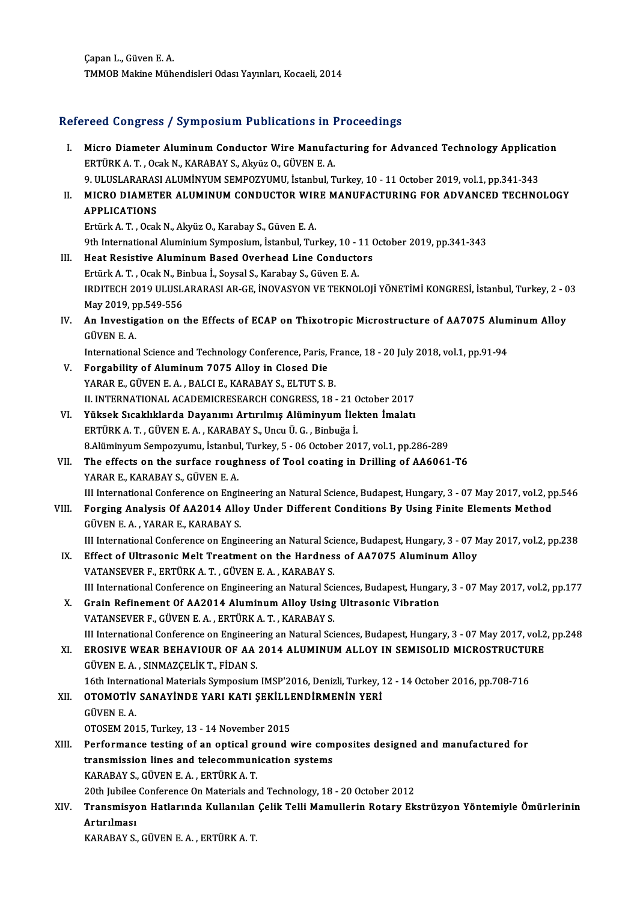Çapan L., Güven E. A.
TMMOB Makine Mühendisleri Odası Yayınları, Kocaeli, 2014

## Refereed Congress / Symposium Publications in Proceedings

I. **Micro Diameter Aluminum Conductor Wire Manufacturing for Advanced Technology Application**
ERTÜRK A. T. , Ocak N., KARABAY S., Akyüz O., GÜVEN E. A.
9. ULUSLARARASI ALUMİNYUM SEMPOZYUMU, İstanbul, Turkey, 10 - 11 October 2019, vol.1, pp.341-343

II. **MICRO DIAMETER ALUMINUM CONDUCTOR WIRE MANUFACTURING FOR ADVANCED TECHNOLOGY APPLICATIONS**
Ertürk A. T. , Ocak N., Akyüz O., Karabay S., Güven E. A.
9th International Aluminium Symposium, İstanbul, Turkey, 10 - 11 October 2019, pp.341-343

III. **Heat Resistive Aluminum Based Overhead Line Conductors**
Ertürk A. T. , Ocak N., Binbua İ., Soysal S., Karabay S., Güven E. A.
IRDITECH 2019 ULUSLARARASI AR-GE, İNOVASYON VE TEKNOLOJİ YÖNETİMİ KONGRESİ, İstanbul, Turkey, 2 - 03 May 2019, pp.549-556

IV. **An Investigation on the Effects of ECAP on Thixotropic Microstructure of AA7075 Aluminum Alloy**
GÜVEN E. A.
International Science and Technology Conference, Paris, France, 18 - 20 July 2018, vol.1, pp.91-94

V. **Forgability of Aluminum 7075 Alloy in Closed Die**
YARAR E., GÜVEN E. A. , BALCI E., KARABAY S., ELTUT S. B.
II. INTERNATIONAL ACADEMICRESEARCH CONGRESS, 18 - 21 October 2017

VI. **Yüksek Sıcaklıklarda Dayanımı Artırılmış Alüminyum İlekten İmalatı**
ERTÜRK A. T. , GÜVEN E. A. , KARABAY S., Uncu Ü. G. , Binbuğa İ.
8.Alüminyum Sempozyumu, İstanbul, Turkey, 5 - 06 October 2017, vol.1, pp.286-289

VII. **The effects on the surface roughness of Tool coating in Drilling of AA6061-T6**
YARAR E., KARABAY S., GÜVEN E. A.
III International Conference on Engineering an Natural Science, Budapest, Hungary, 3 - 07 May 2017, vol.2, pp.546

VIII. **Forging Analysis Of AA2014 Alloy Under Different Conditions By Using Finite Elements Method**
GÜVEN E. A. , YARAR E., KARABAY S.
III International Conference on Engineering an Natural Science, Budapest, Hungary, 3 - 07 May 2017, vol.2, pp.238

IX. **Effect of Ultrasonic Melt Treatment on the Hardness of AA7075 Aluminum Alloy**
VATANSEVER F., ERTÜRK A. T. , GÜVEN E. A. , KARABAY S.
III International Conference on Engineering an Natural Sciences, Budapest, Hungary, 3 - 07 May 2017, vol.2, pp.177

X. **Grain Refinement Of AA2014 Aluminum Alloy Using Ultrasonic Vibration**
VATANSEVER F., GÜVEN E. A. , ERTÜRK A. T. , KARABAY S.
III International Conference on Engineering an Natural Sciences, Budapest, Hungary, 3 - 07 May 2017, vol.2, pp.248

XI. **EROSIVE WEAR BEHAVIOUR OF AA 2014 ALUMINUM ALLOY IN SEMISOLID MICROSTRUCTURE**
GÜVEN E. A. , SINMAZÇELİK T., FİDAN S.
16th International Materials Symposium IMSP'2016, Denizli, Turkey, 12 - 14 October 2016, pp.708-716

XII. **OTOMOTİV SANAYİNDE YARI KATI ŞEKİLLENDİRMENİN YERİ**
GÜVEN E. A.
OTOSEM 2015, Turkey, 13 - 14 November 2015

XIII. **Performance testing of an optical ground wire composites designed and manufactured for transmission lines and telecommunication systems**
KARABAY S., GÜVEN E. A. , ERTÜRK A. T.
20th Jubilee Conference On Materials and Technology, 18 - 20 October 2012

XIV. **Transmisyon Hatlarında Kullanılan Çelik Telli Mamullerin Rotary Ekstrüzyon Yöntemiyle Ömürlerinin Artırılması**
KARABAY S., GÜVEN E. A. , ERTÜRK A. T.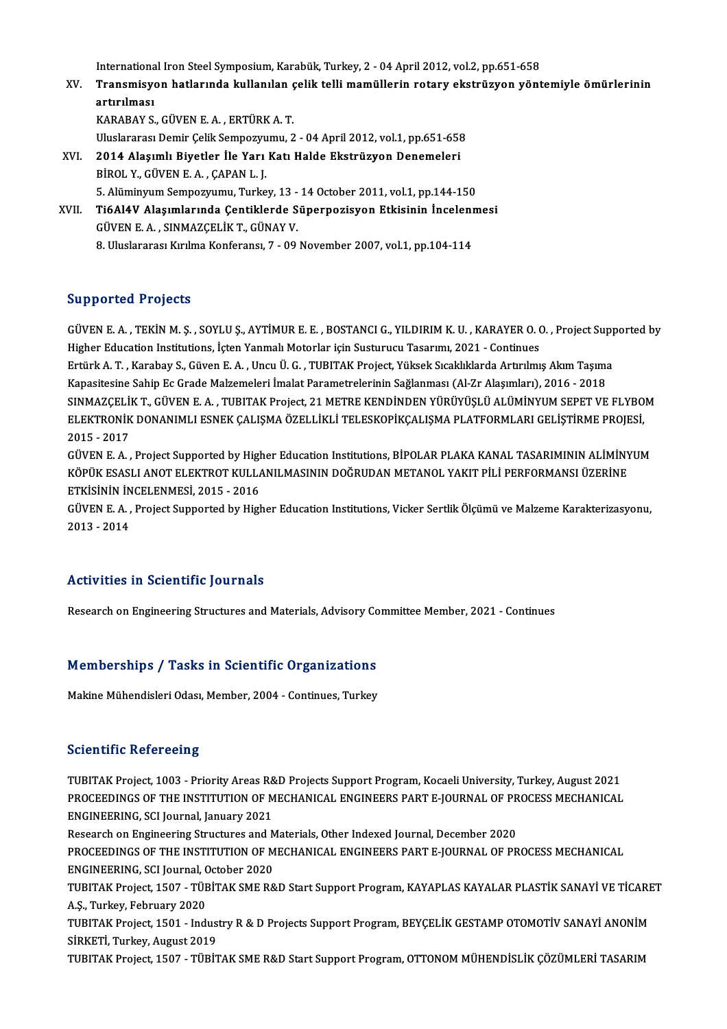International Iron Steel Symposium, Karabük, Turkey, 2 - 04 April 2012, vol.2, pp.651-658

XV. **Transmisyon hatlarında kullanılan çelik telli mamüllerin rotary ekstrüzyon yöntemiyle ömürlerinin artırılması**
KARABAY S., GÜVEN E. A. , ERTÜRK A. T.
Uluslararası Demir Çelik Sempozyumu, 2 - 04 April 2012, vol.1, pp.651-658

XVI. **2014 Alaşımlı Biyetler İle Yarı Katı Halde Ekstrüzyon Denemeleri**
BİROL Y., GÜVEN E. A. , ÇAPAN L. J.
5. Alüminyum Sempozyumu, Turkey, 13 - 14 October 2011, vol.1, pp.144-150

XVII. **Ti6Al4V Alaşımlarında Çentiklerde Süperpozisyon Etkisinin İncelenmesi**
GÜVEN E. A. , SINMAZÇELİK T., GÜNAY V.
8. Uluslararası Kırılma Konferansı, 7 - 09 November 2007, vol.1, pp.104-114

## Supported Projects

GÜVEN E. A. , TEKİN M. Ş. , SOYLU Ş., AYTİMUR E. E. , BOSTANCI G., YILDIRIM K. U. , KARAYER O. O. , Project Supported by Higher Education Institutions, İçten Yanmalı Motorlar için Susturucu Tasarımı, 2021 - Continues

Ertürk A. T. , Karabay S., Güven E. A. , Uncu Ü. G. , TUBITAK Project, Yüksek Sıcaklıklarda Artırılmış Akım Taşıma Kapasitesine Sahip Ec Grade Malzemeleri İmalat Parametrelerinin Sağlanması (Al-Zr Alaşımları), 2016 - 2018

SINMAZÇELİK T., GÜVEN E. A. , TUBITAK Project, 21 METRE KENDİNDEN YÜRÜYÜŞLÜ ALÜMİNYUM SEPET VE FLYBOM ELEKTRONİK DONANIMLI ESNEK ÇALIŞMA ÖZELLİKLİ TELESKOPİKÇALIŞMA PLATFORMLARI GELİŞTİRME PROJESİ, 2015 - 2017

GÜVEN E. A. , Project Supported by Higher Education Institutions, BİPOLAR PLAKA KANAL TASARIMININ ALİMİNYUM KÖPÜK ESASLI ANOT ELEKTROT KULLANILMASININ DOĞRUDAN METANOL YAKIT PİLİ PERFORMANSI ÜZERİNE ETKİSİNİN İNCELENMESİ, 2015 - 2016

GÜVEN E. A. , Project Supported by Higher Education Institutions, Vicker Sertlik Ölçümü ve Malzeme Karakterizasyonu, 2013 - 2014

## Activities in Scientific Journals

Research on Engineering Structures and Materials, Advisory Committee Member, 2021 - Continues

## Memberships / Tasks in Scientific Organizations

Makine Mühendisleri Odası, Member, 2004 - Continues, Turkey

## Scientific Refereeing

TUBITAK Project, 1003 - Priority Areas R&D Projects Support Program, Kocaeli University, Turkey, August 2021

PROCEEDINGS OF THE INSTITUTION OF MECHANICAL ENGINEERS PART E-JOURNAL OF PROCESS MECHANICAL ENGINEERING, SCI Journal, January 2021

Research on Engineering Structures and Materials, Other Indexed Journal, December 2020

PROCEEDINGS OF THE INSTITUTION OF MECHANICAL ENGINEERS PART E-JOURNAL OF PROCESS MECHANICAL ENGINEERING, SCI Journal, October 2020

TUBITAK Project, 1507 - TÜBİTAK SME R&D Start Support Program, KAYAPLAS KAYALAR PLASTİK SANAYİ VE TİCARET A.Ş., Turkey, February 2020

TUBITAK Project, 1501 - Industry R & D Projects Support Program, BEYÇELİK GESTAMP OTOMOTİV SANAYİ ANONİM SİRKETİ, Turkey, August 2019

TUBITAK Project, 1507 - TÜBİTAK SME R&D Start Support Program, OTTONOM MÜHENDİSLİK ÇÖZÜMLERİ TASARIM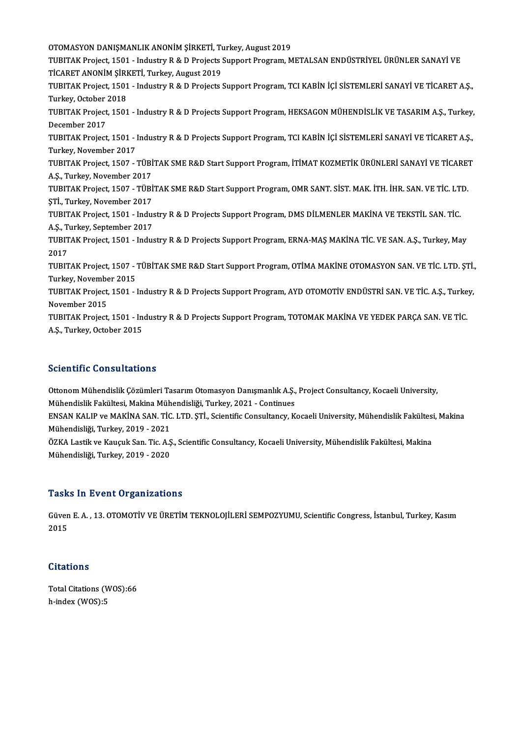OTOMASYON DANIŞMANLIK ANONİM ŞİRKETİ, Turkey, August 2019

TUBITAK Project, 1501 - Industry R & D Projects Support Program, METALSAN ENDÜSTRİYEL ÜRÜNLER SANAYİ VE TİCARET ANONİM ŞİRKETİ, Turkey, August 2019

TUBITAK Project, 1501 - Industry R & D Projects Support Program, TCI KABİN İÇİ SİSTEMLERİ SANAYİ VE TİCARET A.Ş., Turkey, October 2018

TUBITAK Project, 1501 - Industry R & D Projects Support Program, HEKSAGON MÜHENDİSLİK VE TASARIM A.Ş., Turkey, December 2017

TUBITAK Project, 1501 - Industry R & D Projects Support Program, TCI KABİN İÇİ SİSTEMLERİ SANAYİ VE TİCARET A.Ş., Turkey, November 2017

TUBITAK Project, 1507 - TÜBİTAK SME R&D Start Support Program, İTİMAT KOZMETİK ÜRÜNLERİ SANAYİ VE TİCARET A.Ş., Turkey, November 2017

TUBITAK Project, 1507 - TÜBİTAK SME R&D Start Support Program, OMR SANT. SİST. MAK. İTH. İHR. SAN. VE TİC. LTD. ŞTİ., Turkey, November 2017

TUBITAK Project, 1501 - Industry R & D Projects Support Program, DMS DİLMENLER MAKİNA VE TEKSTİL SAN. TİC. A.Ş., Turkey, September 2017

TUBITAK Project, 1501 - Industry R & D Projects Support Program, ERNA-MAŞ MAKİNA TİC. VE SAN. A.Ş., Turkey, May 2017

TUBITAK Project, 1507 - TÜBİTAK SME R&D Start Support Program, OTİMA MAKİNE OTOMASYON SAN. VE TİC. LTD. ŞTİ., Turkey, November 2015

TUBITAK Project, 1501 - Industry R & D Projects Support Program, AYD OTOMOTİV ENDÜSTRİ SAN. VE TİC. A.Ş., Turkey, November 2015

TUBITAK Project, 1501 - Industry R & D Projects Support Program, TOTOMAK MAKİNA VE YEDEK PARÇA SAN. VE TİC. A.Ş., Turkey, October 2015

## Scientific Consultations

Ottonom Mühendislik Çözümleri Tasarım Otomasyon Danışmanlık A.Ş., Project Consultancy, Kocaeli University, Mühendislik Fakültesi, Makina Mühendisliği, Turkey, 2021 - Continues

ENSAN KALIP ve MAKİNA SAN. TİC. LTD. ŞTİ., Scientific Consultancy, Kocaeli University, Mühendislik Fakültesi, Makina Mühendisliği, Turkey, 2019 - 2021

ÖZKA Lastik ve Kauçuk San. Tic. A.Ş., Scientific Consultancy, Kocaeli University, Mühendislik Fakültesi, Makina Mühendisliği, Turkey, 2019 - 2020

## Tasks In Event Organizations

Güven E. A. , 13. OTOMOTİV VE ÜRETİM TEKNOLOJİLERİ SEMPOZYUMU, Scientific Congress, İstanbul, Turkey, Kasım 2015

## Citations

Total Citations (WOS):66
h-index (WOS):5